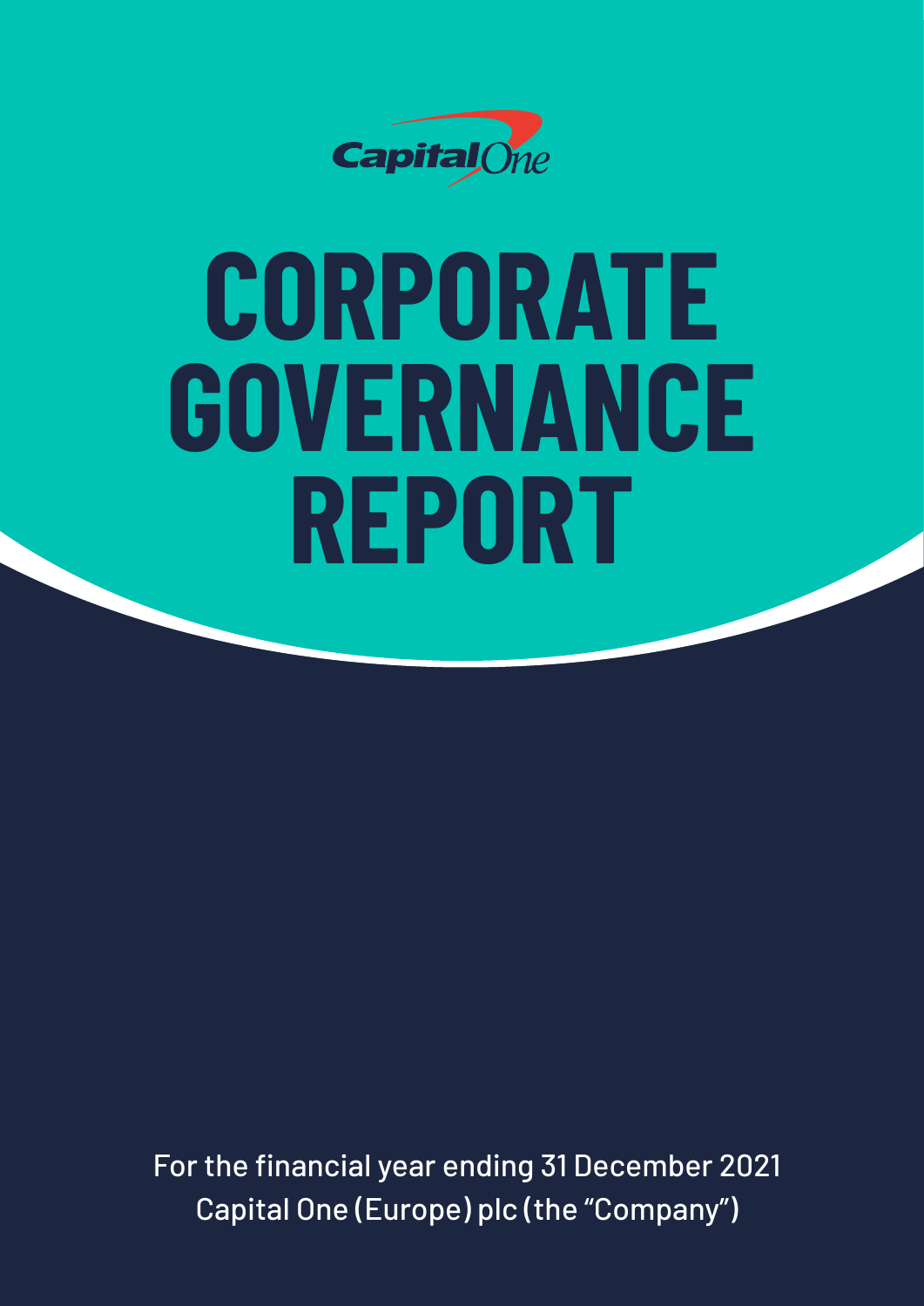Capital One

# CORPORATE GOVERNANCE REPORT

For the financial year ending 31 December 2021
Capital One (Europe) plc (the "Company")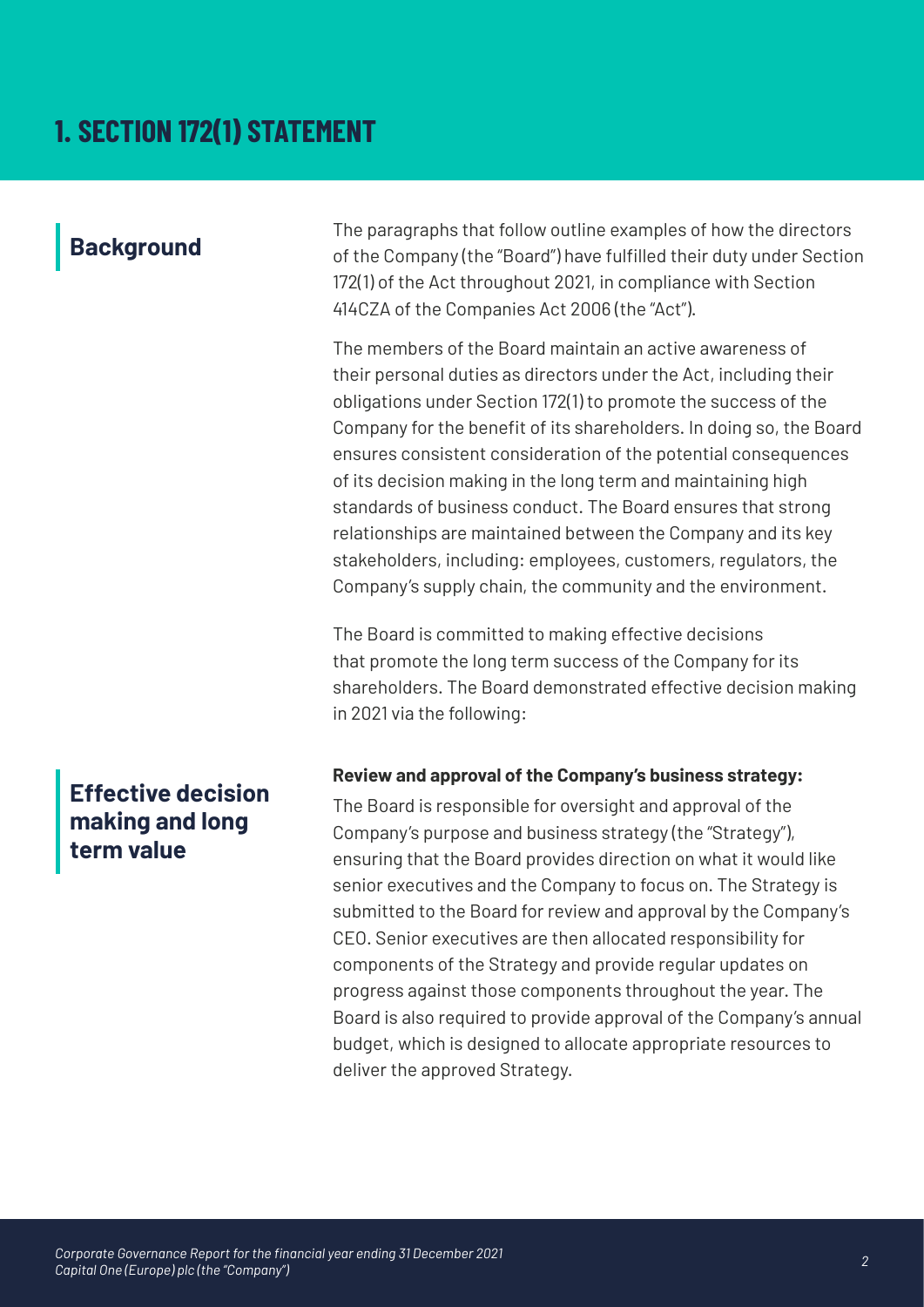# 1. SECTION 172(1) STATEMENT

## Background

The paragraphs that follow outline examples of how the directors of the Company (the "Board") have fulfilled their duty under Section 172(1) of the Act throughout 2021, in compliance with Section 414CZA of the Companies Act 2006 (the "Act").

The members of the Board maintain an active awareness of their personal duties as directors under the Act, including their obligations under Section 172(1) to promote the success of the Company for the benefit of its shareholders. In doing so, the Board ensures consistent consideration of the potential consequences of its decision making in the long term and maintaining high standards of business conduct. The Board ensures that strong relationships are maintained between the Company and its key stakeholders, including: employees, customers, regulators, the Company's supply chain, the community and the environment.

The Board is committed to making effective decisions that promote the long term success of the Company for its shareholders. The Board demonstrated effective decision making in 2021 via the following:

## Effective decision making and long term value

**Review and approval of the Company's business strategy:**

The Board is responsible for oversight and approval of the Company's purpose and business strategy (the "Strategy"), ensuring that the Board provides direction on what it would like senior executives and the Company to focus on. The Strategy is submitted to the Board for review and approval by the Company's CEO. Senior executives are then allocated responsibility for components of the Strategy and provide regular updates on progress against those components throughout the year. The Board is also required to provide approval of the Company's annual budget, which is designed to allocate appropriate resources to deliver the approved Strategy.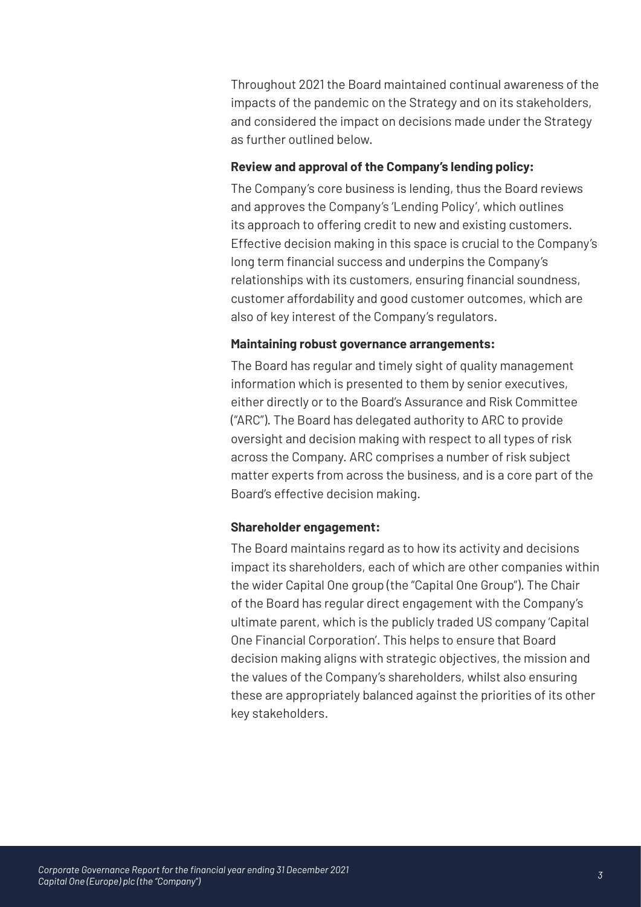Throughout 2021 the Board maintained continual awareness of the impacts of the pandemic on the Strategy and on its stakeholders, and considered the impact on decisions made under the Strategy as further outlined below.

**Review and approval of the Company's lending policy:**

The Company's core business is lending, thus the Board reviews and approves the Company's 'Lending Policy', which outlines its approach to offering credit to new and existing customers. Effective decision making in this space is crucial to the Company's long term financial success and underpins the Company's relationships with its customers, ensuring financial soundness, customer affordability and good customer outcomes, which are also of key interest of the Company's regulators.

**Maintaining robust governance arrangements:**

The Board has regular and timely sight of quality management information which is presented to them by senior executives, either directly or to the Board's Assurance and Risk Committee ("ARC"). The Board has delegated authority to ARC to provide oversight and decision making with respect to all types of risk across the Company. ARC comprises a number of risk subject matter experts from across the business, and is a core part of the Board's effective decision making.

**Shareholder engagement:**

The Board maintains regard as to how its activity and decisions impact its shareholders, each of which are other companies within the wider Capital One group (the "Capital One Group"). The Chair of the Board has regular direct engagement with the Company's ultimate parent, which is the publicly traded US company 'Capital One Financial Corporation'. This helps to ensure that Board decision making aligns with strategic objectives, the mission and the values of the Company's shareholders, whilst also ensuring these are appropriately balanced against the priorities of its other key stakeholders.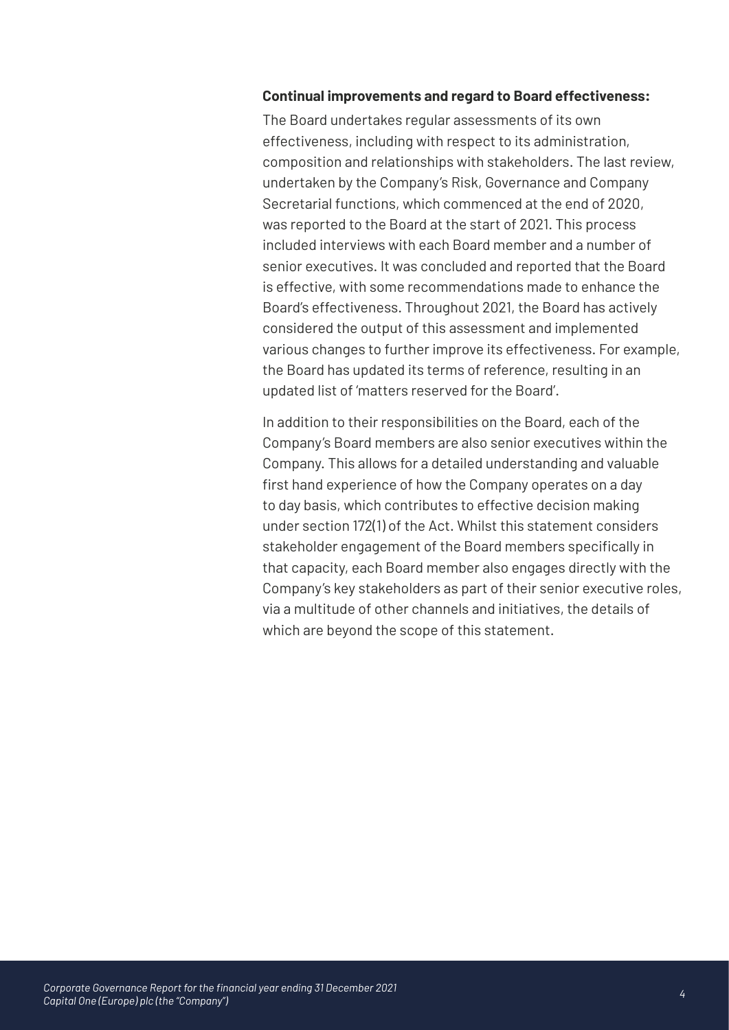**Continual improvements and regard to Board effectiveness:**

The Board undertakes regular assessments of its own effectiveness, including with respect to its administration, composition and relationships with stakeholders. The last review, undertaken by the Company's Risk, Governance and Company Secretarial functions, which commenced at the end of 2020, was reported to the Board at the start of 2021. This process included interviews with each Board member and a number of senior executives. It was concluded and reported that the Board is effective, with some recommendations made to enhance the Board's effectiveness. Throughout 2021, the Board has actively considered the output of this assessment and implemented various changes to further improve its effectiveness. For example, the Board has updated its terms of reference, resulting in an updated list of 'matters reserved for the Board'.

In addition to their responsibilities on the Board, each of the Company's Board members are also senior executives within the Company. This allows for a detailed understanding and valuable first hand experience of how the Company operates on a day to day basis, which contributes to effective decision making under section 172(1) of the Act. Whilst this statement considers stakeholder engagement of the Board members specifically in that capacity, each Board member also engages directly with the Company's key stakeholders as part of their senior executive roles, via a multitude of other channels and initiatives, the details of which are beyond the scope of this statement.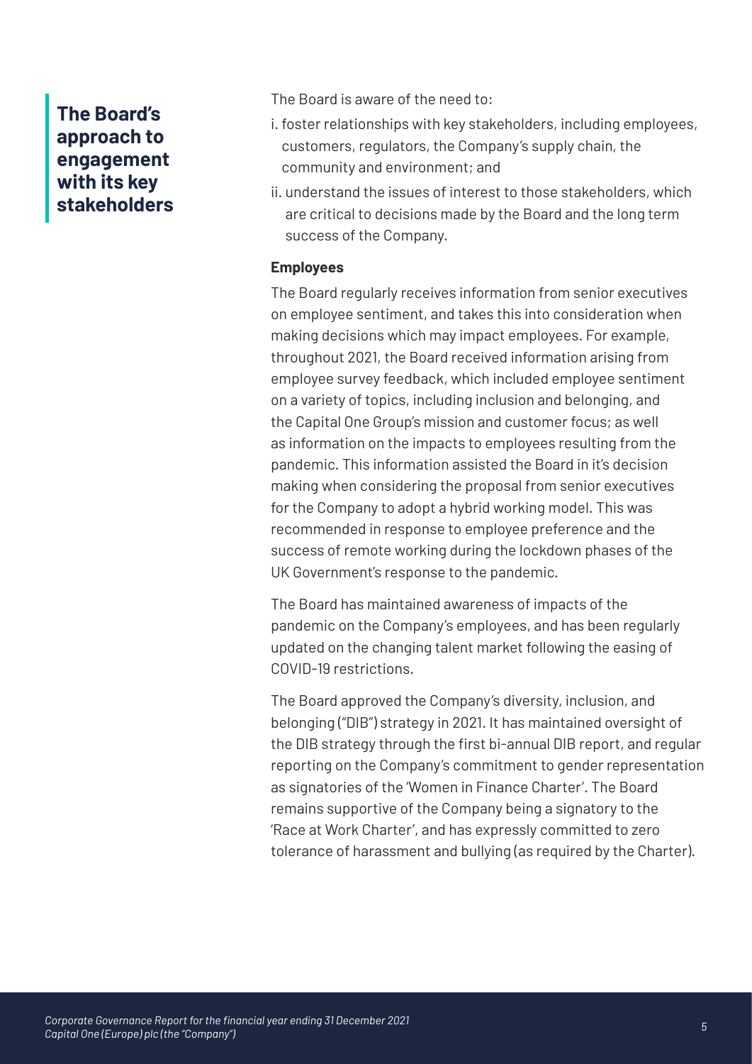## The Board's approach to engagement with its key stakeholders

The Board is aware of the need to:

i. foster relationships with key stakeholders, including employees, customers, regulators, the Company's supply chain, the community and environment; and

ii. understand the issues of interest to those stakeholders, which are critical to decisions made by the Board and the long term success of the Company.

**Employees**

The Board regularly receives information from senior executives on employee sentiment, and takes this into consideration when making decisions which may impact employees. For example, throughout 2021, the Board received information arising from employee survey feedback, which included employee sentiment on a variety of topics, including inclusion and belonging, and the Capital One Group's mission and customer focus; as well as information on the impacts to employees resulting from the pandemic. This information assisted the Board in it's decision making when considering the proposal from senior executives for the Company to adopt a hybrid working model. This was recommended in response to employee preference and the success of remote working during the lockdown phases of the UK Government's response to the pandemic.

The Board has maintained awareness of impacts of the pandemic on the Company's employees, and has been regularly updated on the changing talent market following the easing of COVID-19 restrictions.

The Board approved the Company's diversity, inclusion, and belonging ("DIB") strategy in 2021. It has maintained oversight of the DIB strategy through the first bi-annual DIB report, and regular reporting on the Company's commitment to gender representation as signatories of the 'Women in Finance Charter'. The Board remains supportive of the Company being a signatory to the 'Race at Work Charter', and has expressly committed to zero tolerance of harassment and bullying (as required by the Charter).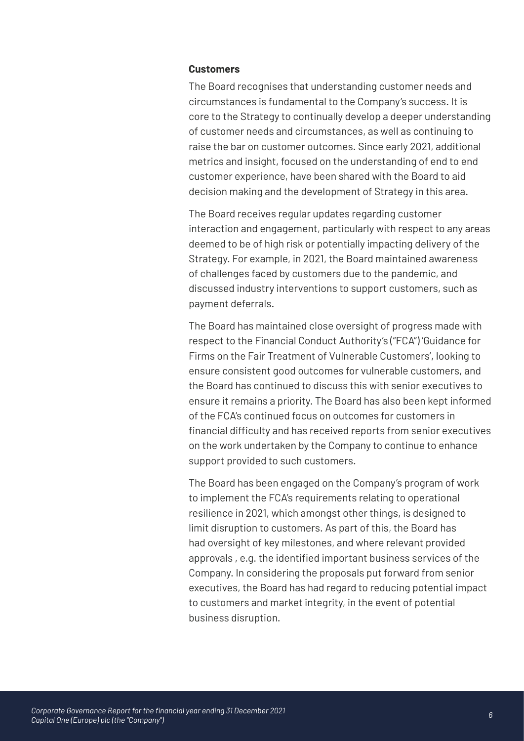**Customers**

The Board recognises that understanding customer needs and circumstances is fundamental to the Company's success. It is core to the Strategy to continually develop a deeper understanding of customer needs and circumstances, as well as continuing to raise the bar on customer outcomes. Since early 2021, additional metrics and insight, focused on the understanding of end to end customer experience, have been shared with the Board to aid decision making and the development of Strategy in this area.

The Board receives regular updates regarding customer interaction and engagement, particularly with respect to any areas deemed to be of high risk or potentially impacting delivery of the Strategy. For example, in 2021, the Board maintained awareness of challenges faced by customers due to the pandemic, and discussed industry interventions to support customers, such as payment deferrals.

The Board has maintained close oversight of progress made with respect to the Financial Conduct Authority's ("FCA") 'Guidance for Firms on the Fair Treatment of Vulnerable Customers', looking to ensure consistent good outcomes for vulnerable customers, and the Board has continued to discuss this with senior executives to ensure it remains a priority. The Board has also been kept informed of the FCA's continued focus on outcomes for customers in financial difficulty and has received reports from senior executives on the work undertaken by the Company to continue to enhance support provided to such customers.

The Board has been engaged on the Company's program of work to implement the FCA's requirements relating to operational resilience in 2021, which amongst other things, is designed to limit disruption to customers. As part of this, the Board has had oversight of key milestones, and where relevant provided approvals , e.g. the identified important business services of the Company. In considering the proposals put forward from senior executives, the Board has had regard to reducing potential impact to customers and market integrity, in the event of potential business disruption.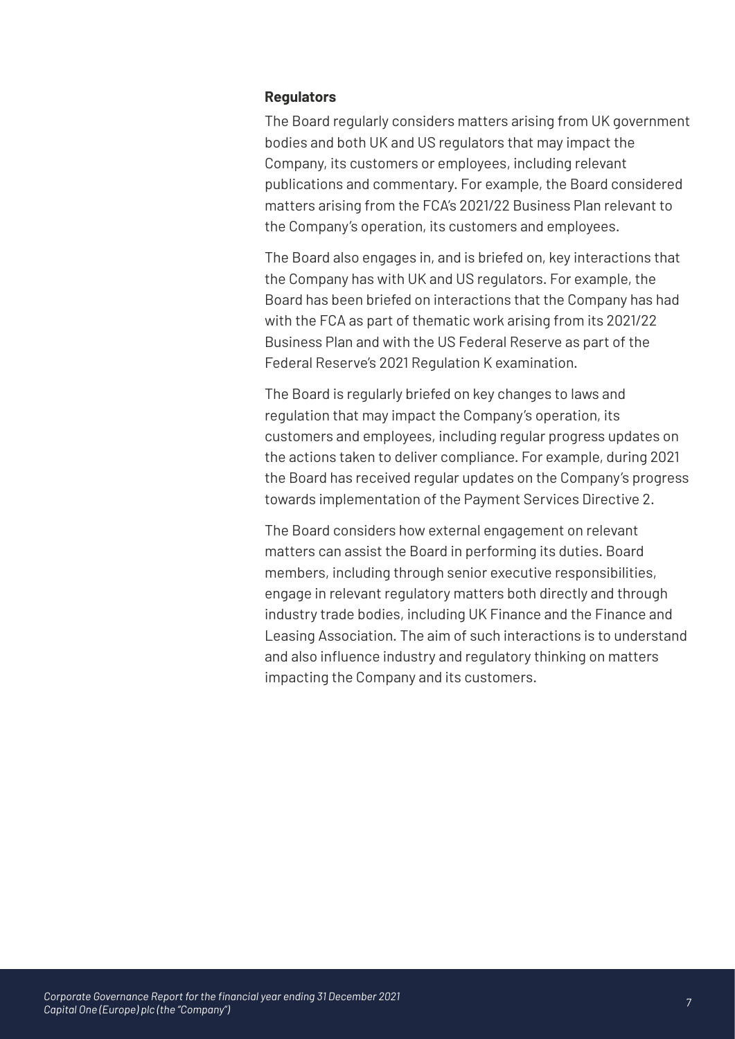**Regulators**

The Board regularly considers matters arising from UK government bodies and both UK and US regulators that may impact the Company, its customers or employees, including relevant publications and commentary. For example, the Board considered matters arising from the FCA's 2021/22 Business Plan relevant to the Company's operation, its customers and employees.

The Board also engages in, and is briefed on, key interactions that the Company has with UK and US regulators. For example, the Board has been briefed on interactions that the Company has had with the FCA as part of thematic work arising from its 2021/22 Business Plan and with the US Federal Reserve as part of the Federal Reserve's 2021 Regulation K examination.

The Board is regularly briefed on key changes to laws and regulation that may impact the Company's operation, its customers and employees, including regular progress updates on the actions taken to deliver compliance. For example, during 2021 the Board has received regular updates on the Company's progress towards implementation of the Payment Services Directive 2.

The Board considers how external engagement on relevant matters can assist the Board in performing its duties. Board members, including through senior executive responsibilities, engage in relevant regulatory matters both directly and through industry trade bodies, including UK Finance and the Finance and Leasing Association. The aim of such interactions is to understand and also influence industry and regulatory thinking on matters impacting the Company and its customers.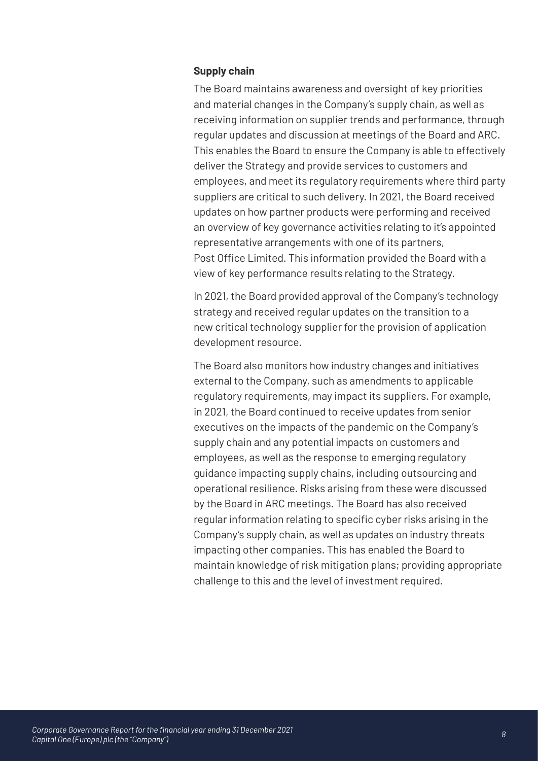**Supply chain**

The Board maintains awareness and oversight of key priorities and material changes in the Company's supply chain, as well as receiving information on supplier trends and performance, through regular updates and discussion at meetings of the Board and ARC. This enables the Board to ensure the Company is able to effectively deliver the Strategy and provide services to customers and employees, and meet its regulatory requirements where third party suppliers are critical to such delivery. In 2021, the Board received updates on how partner products were performing and received an overview of key governance activities relating to it's appointed representative arrangements with one of its partners, Post Office Limited. This information provided the Board with a view of key performance results relating to the Strategy.

In 2021, the Board provided approval of the Company's technology strategy and received regular updates on the transition to a new critical technology supplier for the provision of application development resource.

The Board also monitors how industry changes and initiatives external to the Company, such as amendments to applicable regulatory requirements, may impact its suppliers. For example, in 2021, the Board continued to receive updates from senior executives on the impacts of the pandemic on the Company's supply chain and any potential impacts on customers and employees, as well the response to emerging regulatory guidance impacting supply chains, including outsourcing and operational resilience. Risks arising from these were discussed by the Board in ARC meetings. The Board has also received regular information relating to specific cyber risks arising in the Company's supply chain, as well as updates on industry threats impacting other companies. This has enabled the Board to maintain knowledge of risk mitigation plans; providing appropriate challenge to this and the level of investment required.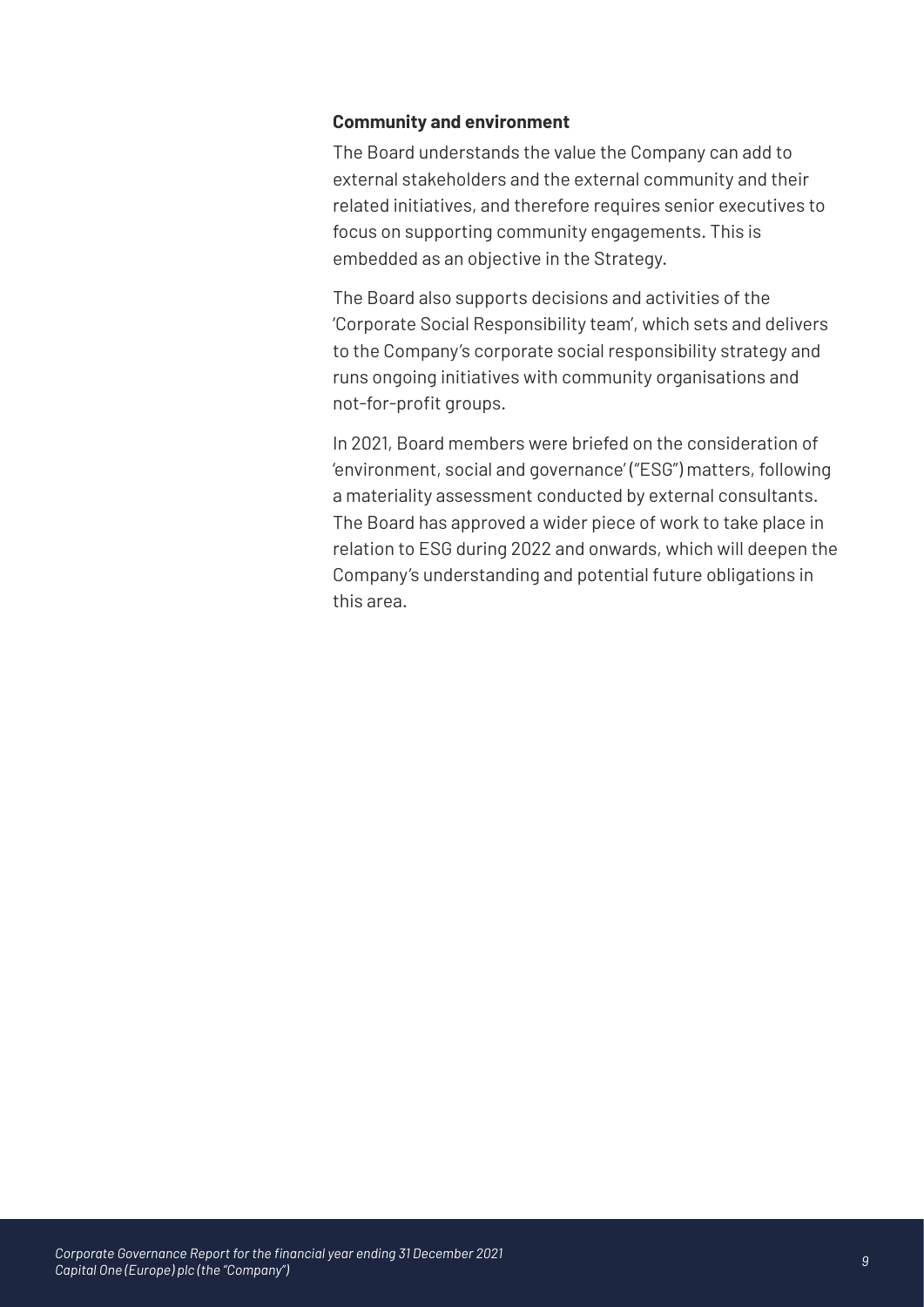**Community and environment**

The Board understands the value the Company can add to external stakeholders and the external community and their related initiatives, and therefore requires senior executives to focus on supporting community engagements. This is embedded as an objective in the Strategy.

The Board also supports decisions and activities of the 'Corporate Social Responsibility team', which sets and delivers to the Company's corporate social responsibility strategy and runs ongoing initiatives with community organisations and not-for-profit groups.

In 2021, Board members were briefed on the consideration of 'environment, social and governance' ("ESG") matters, following a materiality assessment conducted by external consultants. The Board has approved a wider piece of work to take place in relation to ESG during 2022 and onwards, which will deepen the Company's understanding and potential future obligations in this area.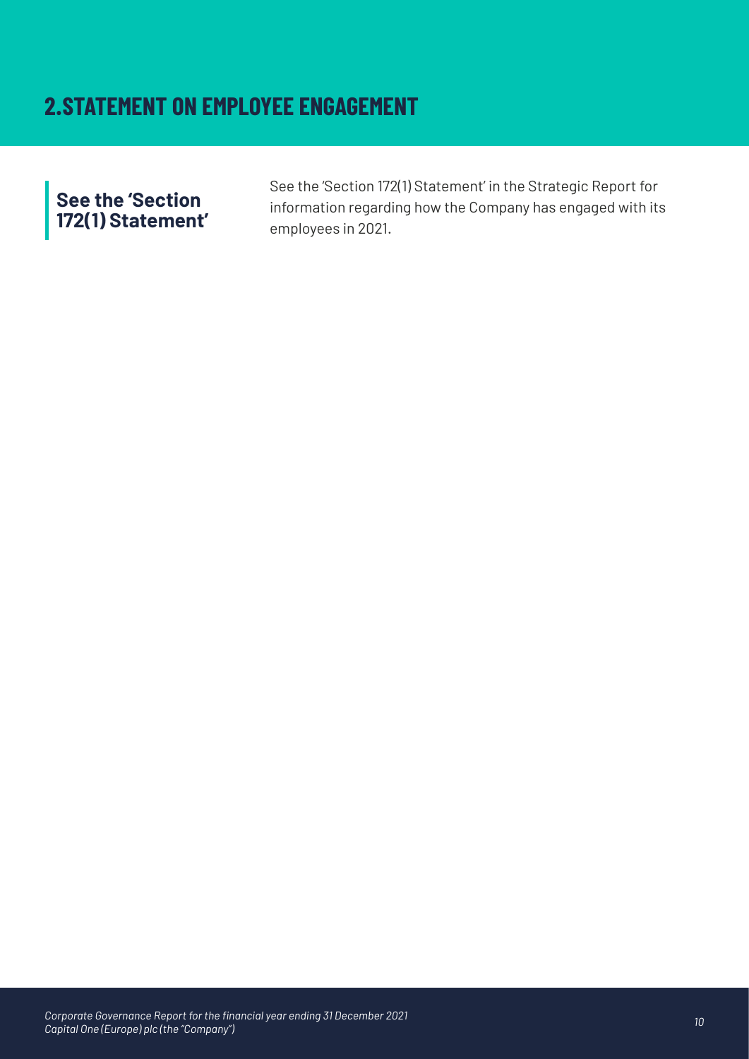## 2. STATEMENT ON EMPLOYEE ENGAGEMENT

**See the 'Section 172(1) Statement'**

See the 'Section 172(1) Statement' in the Strategic Report for information regarding how the Company has engaged with its employees in 2021.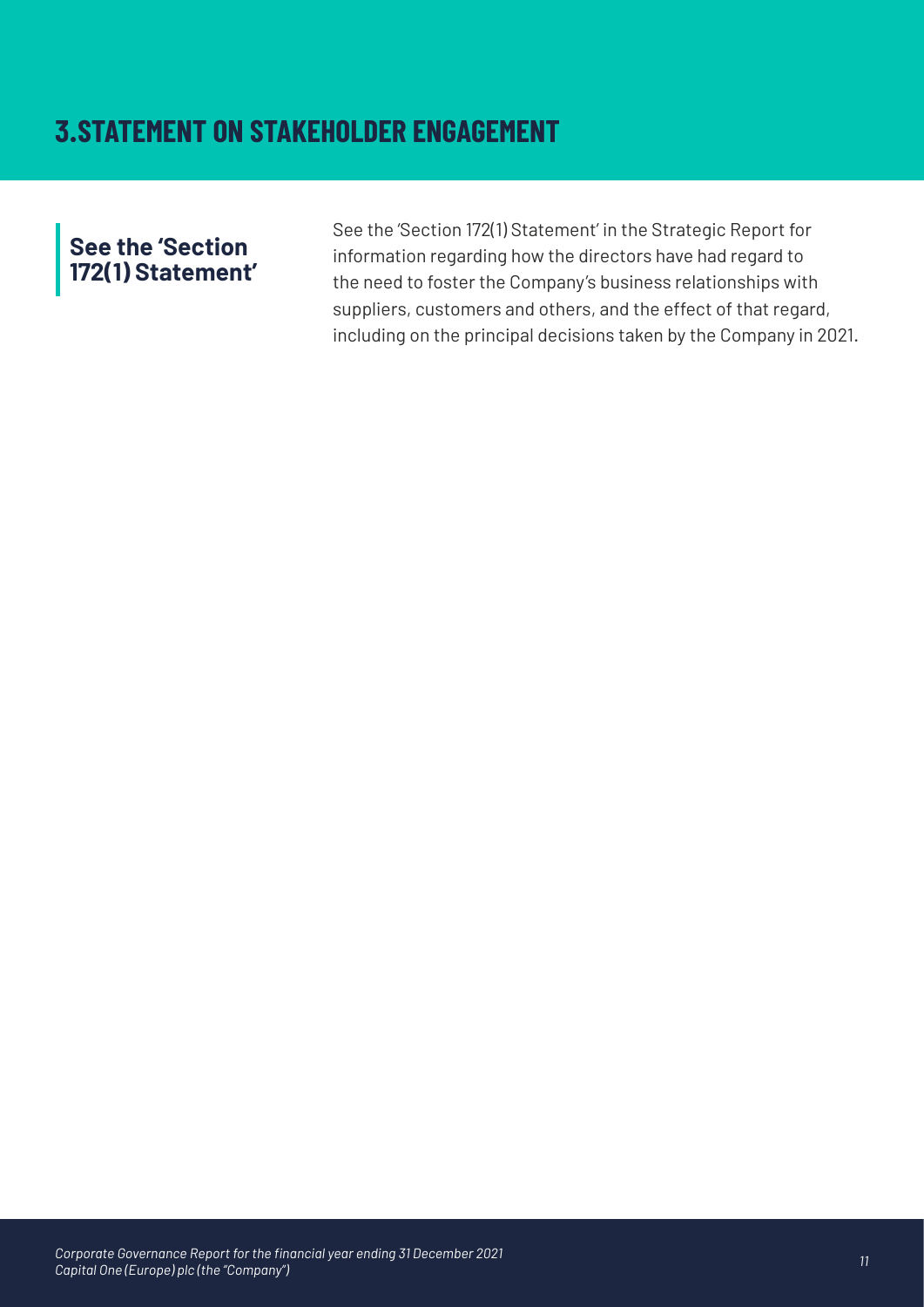# 3.STATEMENT ON STAKEHOLDER ENGAGEMENT

**See the 'Section 172(1) Statement'**

See the 'Section 172(1) Statement' in the Strategic Report for information regarding how the directors have had regard to the need to foster the Company's business relationships with suppliers, customers and others, and the effect of that regard, including on the principal decisions taken by the Company in 2021.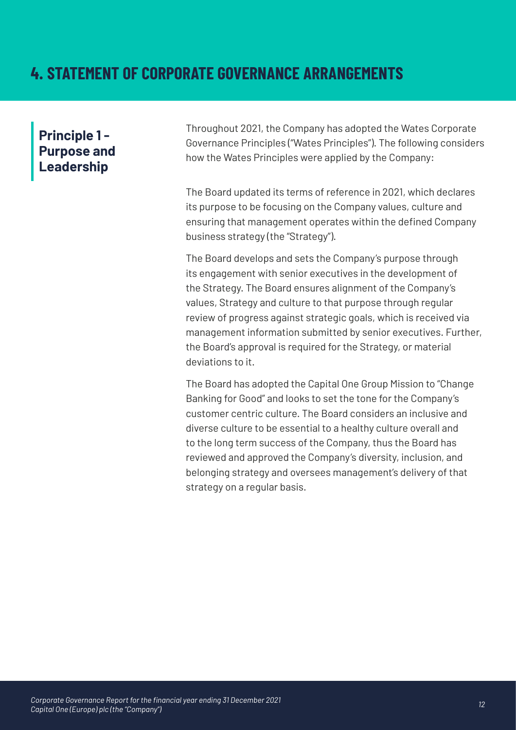# 4. STATEMENT OF CORPORATE GOVERNANCE ARRANGEMENTS

## Principle 1 - Purpose and Leadership

Throughout 2021, the Company has adopted the Wates Corporate Governance Principles ("Wates Principles"). The following considers how the Wates Principles were applied by the Company:

The Board updated its terms of reference in 2021, which declares its purpose to be focusing on the Company values, culture and ensuring that management operates within the defined Company business strategy (the "Strategy").

The Board develops and sets the Company's purpose through its engagement with senior executives in the development of the Strategy. The Board ensures alignment of the Company's values, Strategy and culture to that purpose through regular review of progress against strategic goals, which is received via management information submitted by senior executives. Further, the Board's approval is required for the Strategy, or material deviations to it.

The Board has adopted the Capital One Group Mission to "Change Banking for Good" and looks to set the tone for the Company's customer centric culture. The Board considers an inclusive and diverse culture to be essential to a healthy culture overall and to the long term success of the Company, thus the Board has reviewed and approved the Company's diversity, inclusion, and belonging strategy and oversees management's delivery of that strategy on a regular basis.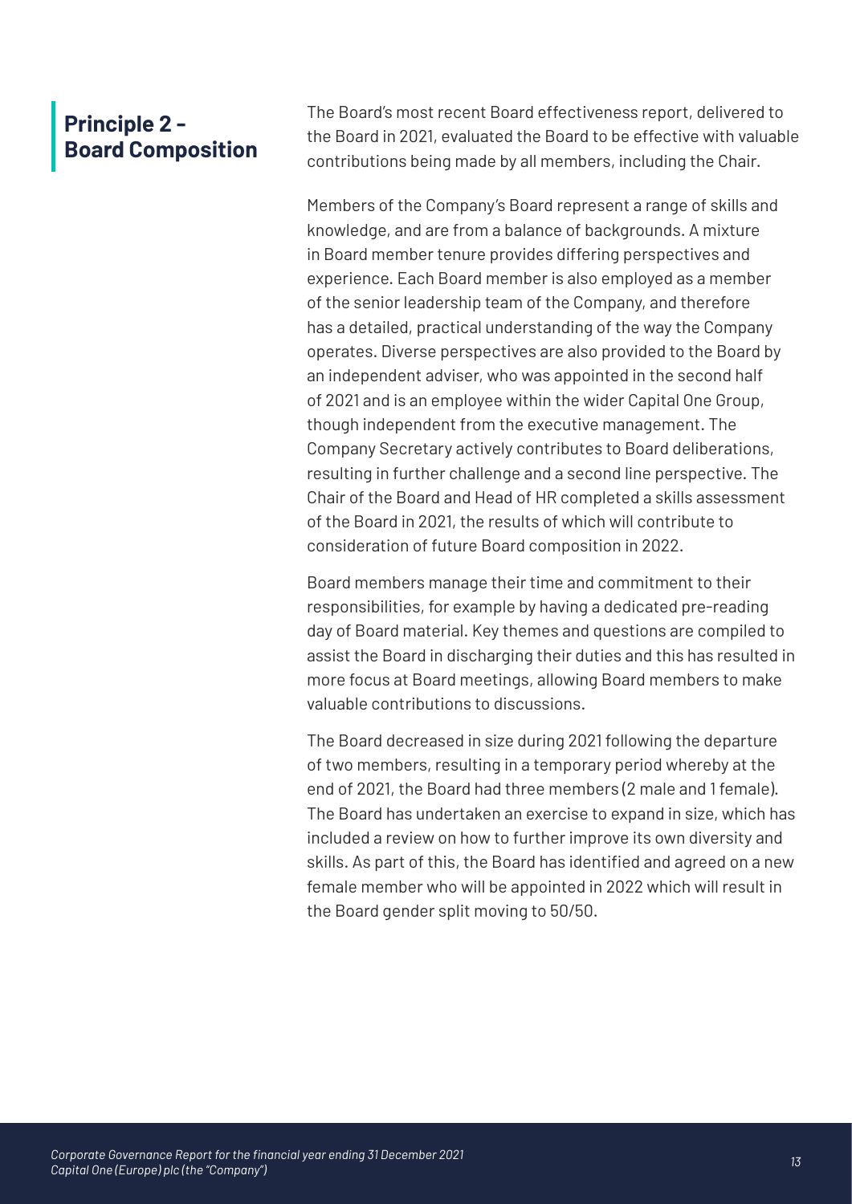## Principle 2 - Board Composition

The Board's most recent Board effectiveness report, delivered to the Board in 2021, evaluated the Board to be effective with valuable contributions being made by all members, including the Chair.

Members of the Company's Board represent a range of skills and knowledge, and are from a balance of backgrounds. A mixture in Board member tenure provides differing perspectives and experience. Each Board member is also employed as a member of the senior leadership team of the Company, and therefore has a detailed, practical understanding of the way the Company operates. Diverse perspectives are also provided to the Board by an independent adviser, who was appointed in the second half of 2021 and is an employee within the wider Capital One Group, though independent from the executive management. The Company Secretary actively contributes to Board deliberations, resulting in further challenge and a second line perspective. The Chair of the Board and Head of HR completed a skills assessment of the Board in 2021, the results of which will contribute to consideration of future Board composition in 2022.

Board members manage their time and commitment to their responsibilities, for example by having a dedicated pre-reading day of Board material. Key themes and questions are compiled to assist the Board in discharging their duties and this has resulted in more focus at Board meetings, allowing Board members to make valuable contributions to discussions.

The Board decreased in size during 2021 following the departure of two members, resulting in a temporary period whereby at the end of 2021, the Board had three members (2 male and 1 female). The Board has undertaken an exercise to expand in size, which has included a review on how to further improve its own diversity and skills. As part of this, the Board has identified and agreed on a new female member who will be appointed in 2022 which will result in the Board gender split moving to 50/50.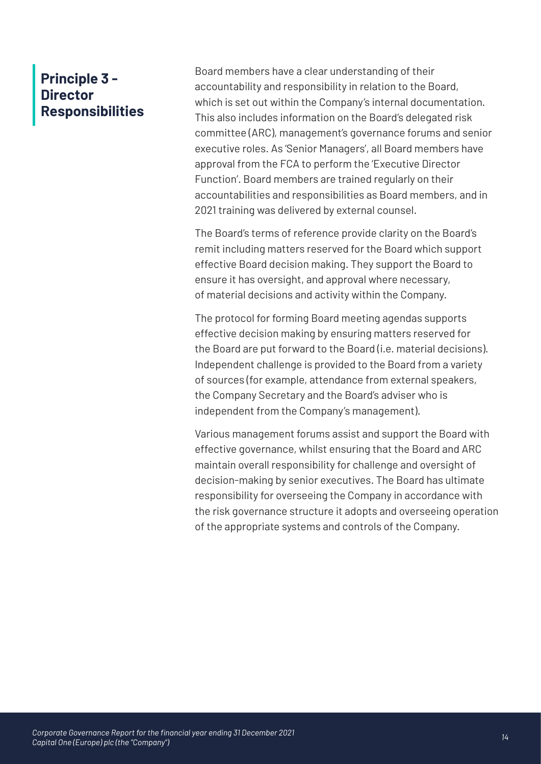## Principle 3 - Director Responsibilities

Board members have a clear understanding of their accountability and responsibility in relation to the Board, which is set out within the Company's internal documentation. This also includes information on the Board's delegated risk committee (ARC), management's governance forums and senior executive roles. As 'Senior Managers', all Board members have approval from the FCA to perform the 'Executive Director Function'. Board members are trained regularly on their accountabilities and responsibilities as Board members, and in 2021 training was delivered by external counsel.

The Board's terms of reference provide clarity on the Board's remit including matters reserved for the Board which support effective Board decision making. They support the Board to ensure it has oversight, and approval where necessary, of material decisions and activity within the Company.

The protocol for forming Board meeting agendas supports effective decision making by ensuring matters reserved for the Board are put forward to the Board (i.e. material decisions). Independent challenge is provided to the Board from a variety of sources (for example, attendance from external speakers, the Company Secretary and the Board's adviser who is independent from the Company's management).

Various management forums assist and support the Board with effective governance, whilst ensuring that the Board and ARC maintain overall responsibility for challenge and oversight of decision-making by senior executives. The Board has ultimate responsibility for overseeing the Company in accordance with the risk governance structure it adopts and overseeing operation of the appropriate systems and controls of the Company.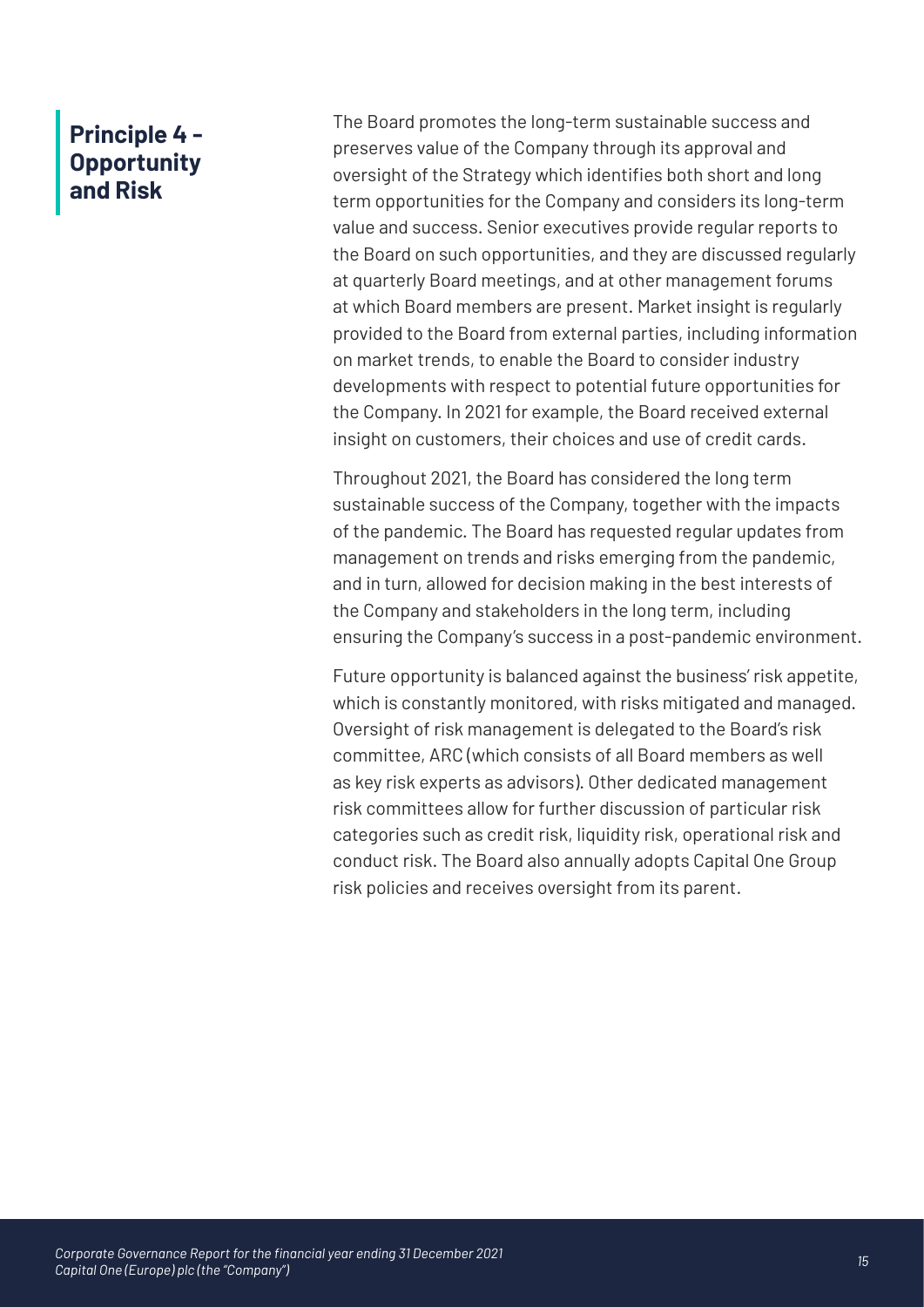## Principle 4 - Opportunity and Risk

The Board promotes the long-term sustainable success and preserves value of the Company through its approval and oversight of the Strategy which identifies both short and long term opportunities for the Company and considers its long-term value and success. Senior executives provide regular reports to the Board on such opportunities, and they are discussed regularly at quarterly Board meetings, and at other management forums at which Board members are present. Market insight is regularly provided to the Board from external parties, including information on market trends, to enable the Board to consider industry developments with respect to potential future opportunities for the Company. In 2021 for example, the Board received external insight on customers, their choices and use of credit cards.

Throughout 2021, the Board has considered the long term sustainable success of the Company, together with the impacts of the pandemic. The Board has requested regular updates from management on trends and risks emerging from the pandemic, and in turn, allowed for decision making in the best interests of the Company and stakeholders in the long term, including ensuring the Company's success in a post-pandemic environment.

Future opportunity is balanced against the business' risk appetite, which is constantly monitored, with risks mitigated and managed. Oversight of risk management is delegated to the Board's risk committee, ARC (which consists of all Board members as well as key risk experts as advisors). Other dedicated management risk committees allow for further discussion of particular risk categories such as credit risk, liquidity risk, operational risk and conduct risk. The Board also annually adopts Capital One Group risk policies and receives oversight from its parent.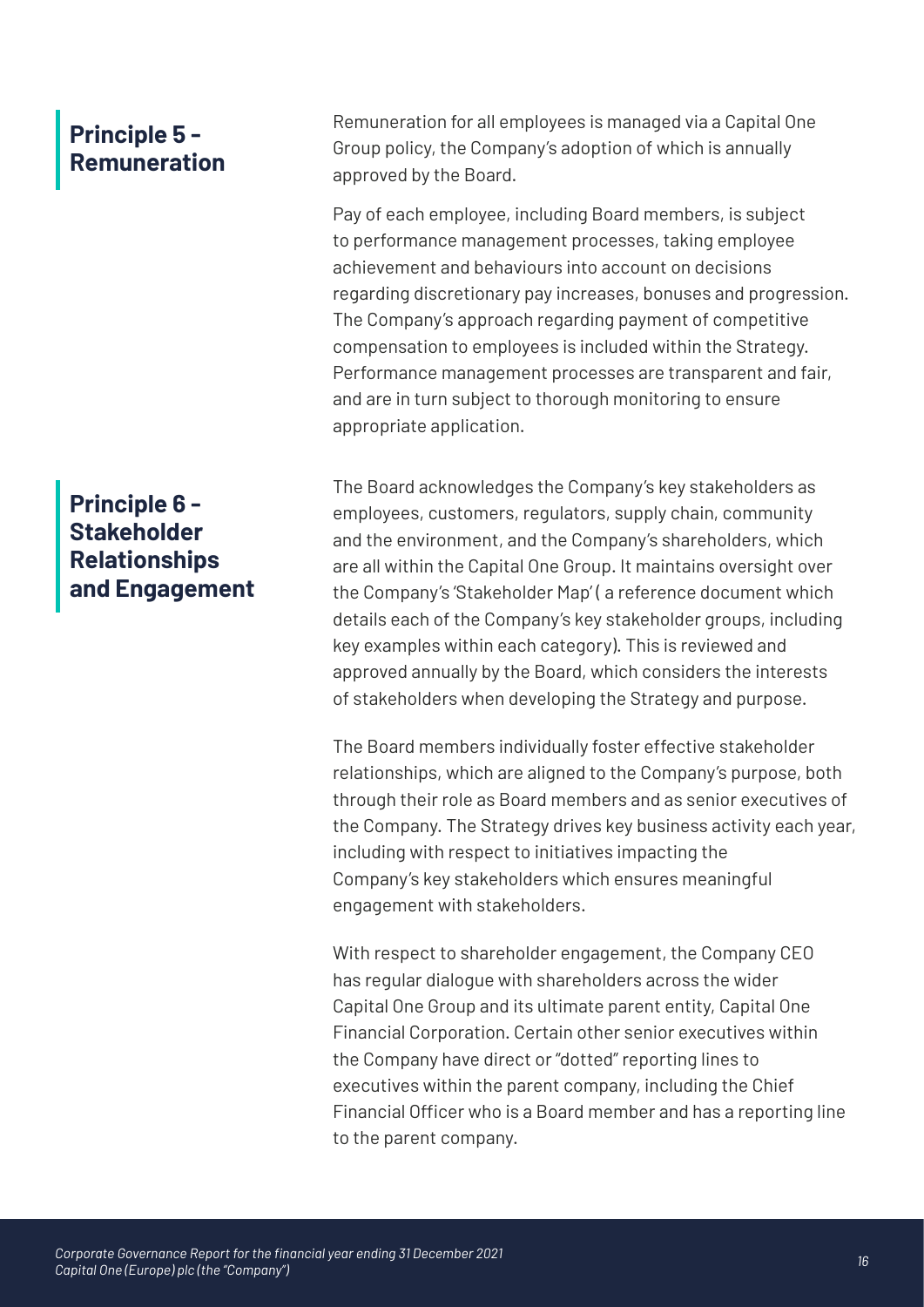## Principle 5 - Remuneration

Remuneration for all employees is managed via a Capital One Group policy, the Company's adoption of which is annually approved by the Board.

Pay of each employee, including Board members, is subject to performance management processes, taking employee achievement and behaviours into account on decisions regarding discretionary pay increases, bonuses and progression. The Company's approach regarding payment of competitive compensation to employees is included within the Strategy. Performance management processes are transparent and fair, and are in turn subject to thorough monitoring to ensure appropriate application.

## Principle 6 - Stakeholder Relationships and Engagement

The Board acknowledges the Company's key stakeholders as employees, customers, regulators, supply chain, community and the environment, and the Company's shareholders, which are all within the Capital One Group. It maintains oversight over the Company's 'Stakeholder Map' ( a reference document which details each of the Company's key stakeholder groups, including key examples within each category). This is reviewed and approved annually by the Board, which considers the interests of stakeholders when developing the Strategy and purpose.

The Board members individually foster effective stakeholder relationships, which are aligned to the Company's purpose, both through their role as Board members and as senior executives of the Company. The Strategy drives key business activity each year, including with respect to initiatives impacting the Company's key stakeholders which ensures meaningful engagement with stakeholders.

With respect to shareholder engagement, the Company CEO has regular dialogue with shareholders across the wider Capital One Group and its ultimate parent entity, Capital One Financial Corporation. Certain other senior executives within the Company have direct or "dotted" reporting lines to executives within the parent company, including the Chief Financial Officer who is a Board member and has a reporting line to the parent company.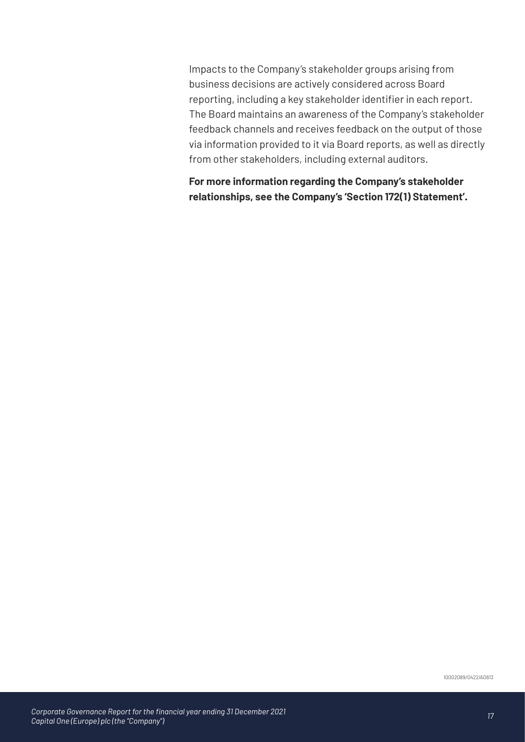Impacts to the Company's stakeholder groups arising from business decisions are actively considered across Board reporting, including a key stakeholder identifier in each report. The Board maintains an awareness of the Company's stakeholder feedback channels and receives feedback on the output of those via information provided to it via Board reports, as well as directly from other stakeholders, including external auditors.

**For more information regarding the Company's stakeholder relationships, see the Company's 'Section 172(1) Statement'.**

10002089/0422/AD613